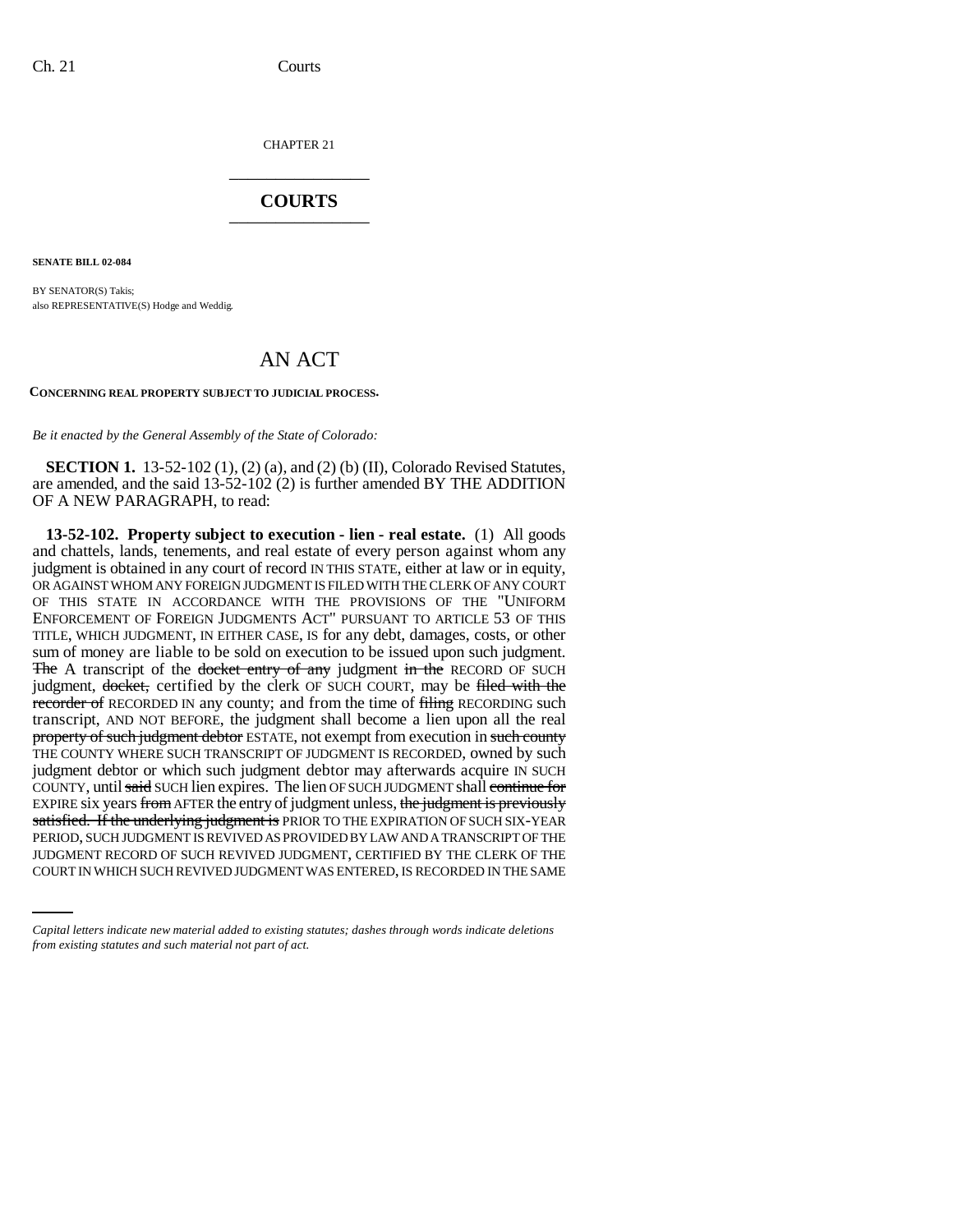CHAPTER 21

# COURTS

**SENATE BILL 02-084**

BY SENATOR(S) Takis;
also REPRESENTATIVE(S) Hodge and Weddig.

# AN ACT

**CONCERNING REAL PROPERTY SUBJECT TO JUDICIAL PROCESS.**

*Be it enacted by the General Assembly of the State of Colorado:*

**SECTION 1.** 13-52-102 (1), (2) (a), and (2) (b) (II), Colorado Revised Statutes, are amended, and the said 13-52-102 (2) is further amended BY THE ADDITION OF A NEW PARAGRAPH, to read:

**13-52-102. Property subject to execution - lien - real estate.** (1) All goods and chattels, lands, tenements, and real estate of every person against whom any judgment is obtained in any court of record IN THIS STATE, either at law or in equity, OR AGAINST WHOM ANY FOREIGN JUDGMENT IS FILED WITH THE CLERK OF ANY COURT OF THIS STATE IN ACCORDANCE WITH THE PROVISIONS OF THE "UNIFORM ENFORCEMENT OF FOREIGN JUDGMENTS ACT" PURSUANT TO ARTICLE 53 OF THIS TITLE, WHICH JUDGMENT, IN EITHER CASE, IS for any debt, damages, costs, or other sum of money are liable to be sold on execution to be issued upon such judgment. ~~The~~ A transcript of the ~~docket entry of any~~ judgment ~~in the~~ RECORD OF SUCH judgment, ~~docket,~~ certified by the clerk OF SUCH COURT, may be ~~filed with the recorder of~~ RECORDED IN any county; and from the time of ~~filing~~ RECORDING such transcript, AND NOT BEFORE, the judgment shall become a lien upon all the real ~~property of such judgment debtor~~ ESTATE, not exempt from execution in ~~such county~~ THE COUNTY WHERE SUCH TRANSCRIPT OF JUDGMENT IS RECORDED, owned by such judgment debtor or which such judgment debtor may afterwards acquire IN SUCH COUNTY, until ~~said~~ SUCH lien expires. The lien OF SUCH JUDGMENT shall ~~continue for~~ EXPIRE six years ~~from~~ AFTER the entry of judgment unless, ~~the judgment is previously satisfied. If the underlying judgment is~~ PRIOR TO THE EXPIRATION OF SUCH SIX-YEAR PERIOD, SUCH JUDGMENT IS REVIVED AS PROVIDED BY LAW AND A TRANSCRIPT OF THE JUDGMENT RECORD OF SUCH REVIVED JUDGMENT, CERTIFIED BY THE CLERK OF THE COURT IN WHICH SUCH REVIVED JUDGMENT WAS ENTERED, IS RECORDED IN THE SAME

*Capital letters indicate new material added to existing statutes; dashes through words indicate deletions from existing statutes and such material not part of act.*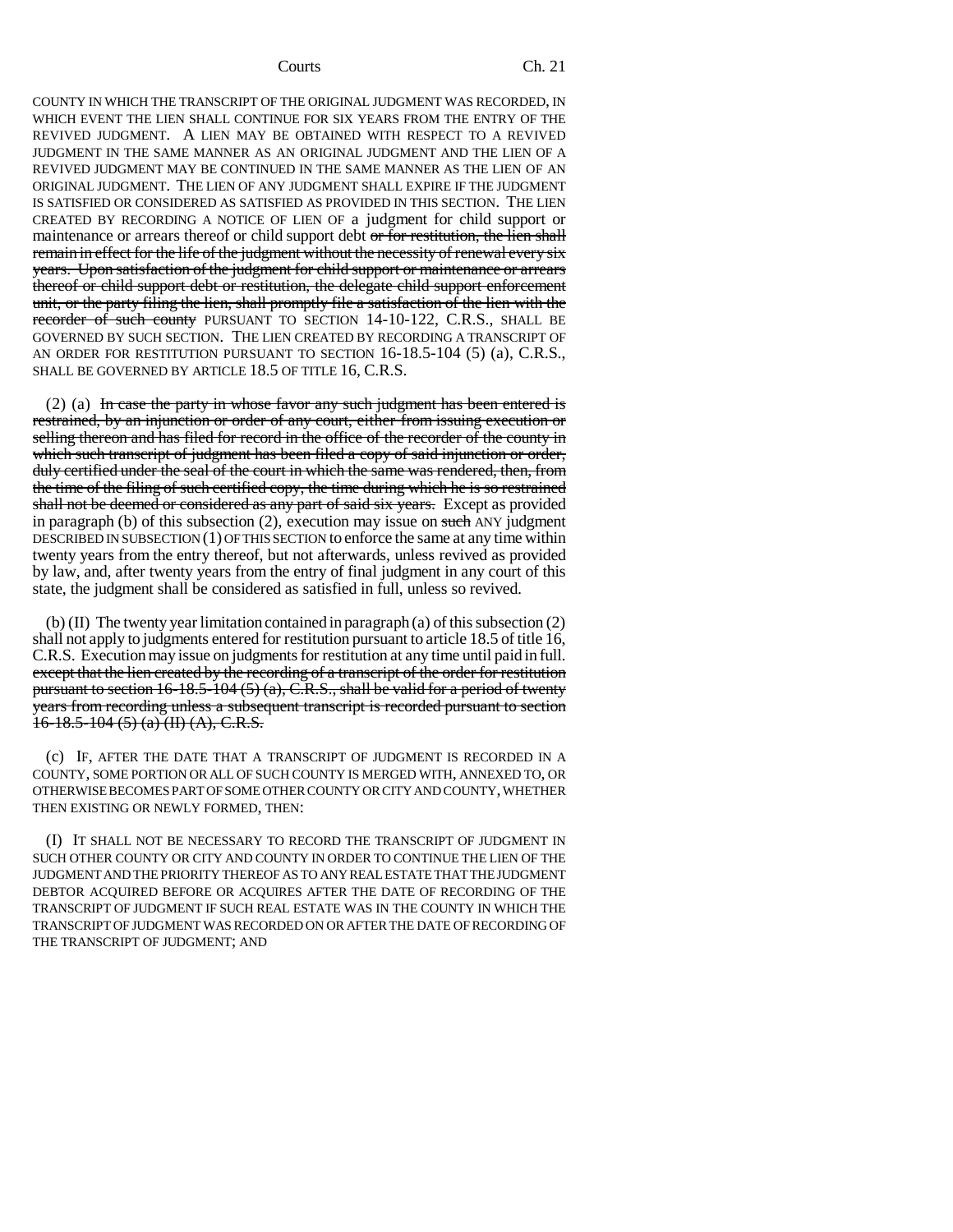COUNTY IN WHICH THE TRANSCRIPT OF THE ORIGINAL JUDGMENT WAS RECORDED, IN WHICH EVENT THE LIEN SHALL CONTINUE FOR SIX YEARS FROM THE ENTRY OF THE REVIVED JUDGMENT. A LIEN MAY BE OBTAINED WITH RESPECT TO A REVIVED JUDGMENT IN THE SAME MANNER AS AN ORIGINAL JUDGMENT AND THE LIEN OF A REVIVED JUDGMENT MAY BE CONTINUED IN THE SAME MANNER AS THE LIEN OF AN ORIGINAL JUDGMENT. THE LIEN OF ANY JUDGMENT SHALL EXPIRE IF THE JUDGMENT IS SATISFIED OR CONSIDERED AS SATISFIED AS PROVIDED IN THIS SECTION. THE LIEN CREATED BY RECORDING A NOTICE OF LIEN OF a judgment for child support or maintenance or arrears thereof or child support debt ~~or for restitution, the lien shall remain in effect for the life of the judgment without the necessity of renewal every six years. Upon satisfaction of the judgment for child support or maintenance or arrears thereof or child support debt or restitution, the delegate child support enforcement unit, or the party filing the lien, shall promptly file a satisfaction of the lien with the recorder of such county~~ PURSUANT TO SECTION 14-10-122, C.R.S., SHALL BE GOVERNED BY SUCH SECTION. THE LIEN CREATED BY RECORDING A TRANSCRIPT OF AN ORDER FOR RESTITUTION PURSUANT TO SECTION 16-18.5-104 (5) (a), C.R.S., SHALL BE GOVERNED BY ARTICLE 18.5 OF TITLE 16, C.R.S.

(2) (a) ~~In case the party in whose favor any such judgment has been entered is restrained, by an injunction or order of any court, either from issuing execution or selling thereon and has filed for record in the office of the recorder of the county in which such transcript of judgment has been filed a copy of said injunction or order, duly certified under the seal of the court in which the same was rendered, then, from the time of the filing of such certified copy, the time during which he is so restrained shall not be deemed or considered as any part of said six years.~~ Except as provided in paragraph (b) of this subsection (2), execution may issue on ~~such~~ ANY judgment DESCRIBED IN SUBSECTION (1) OF THIS SECTION to enforce the same at any time within twenty years from the entry thereof, but not afterwards, unless revived as provided by law, and, after twenty years from the entry of final judgment in any court of this state, the judgment shall be considered as satisfied in full, unless so revived.

(b) (II) The twenty year limitation contained in paragraph (a) of this subsection (2) shall not apply to judgments entered for restitution pursuant to article 18.5 of title 16, C.R.S. Execution may issue on judgments for restitution at any time until paid in full. ~~except that the lien created by the recording of a transcript of the order for restitution pursuant to section 16-18.5-104 (5) (a), C.R.S., shall be valid for a period of twenty years from recording unless a subsequent transcript is recorded pursuant to section 16-18.5-104 (5) (a) (II) (A), C.R.S.~~

(c) IF, AFTER THE DATE THAT A TRANSCRIPT OF JUDGMENT IS RECORDED IN A COUNTY, SOME PORTION OR ALL OF SUCH COUNTY IS MERGED WITH, ANNEXED TO, OR OTHERWISE BECOMES PART OF SOME OTHER COUNTY OR CITY AND COUNTY, WHETHER THEN EXISTING OR NEWLY FORMED, THEN:

(I) IT SHALL NOT BE NECESSARY TO RECORD THE TRANSCRIPT OF JUDGMENT IN SUCH OTHER COUNTY OR CITY AND COUNTY IN ORDER TO CONTINUE THE LIEN OF THE JUDGMENT AND THE PRIORITY THEREOF AS TO ANY REAL ESTATE THAT THE JUDGMENT DEBTOR ACQUIRED BEFORE OR ACQUIRES AFTER THE DATE OF RECORDING OF THE TRANSCRIPT OF JUDGMENT IF SUCH REAL ESTATE WAS IN THE COUNTY IN WHICH THE TRANSCRIPT OF JUDGMENT WAS RECORDED ON OR AFTER THE DATE OF RECORDING OF THE TRANSCRIPT OF JUDGMENT; AND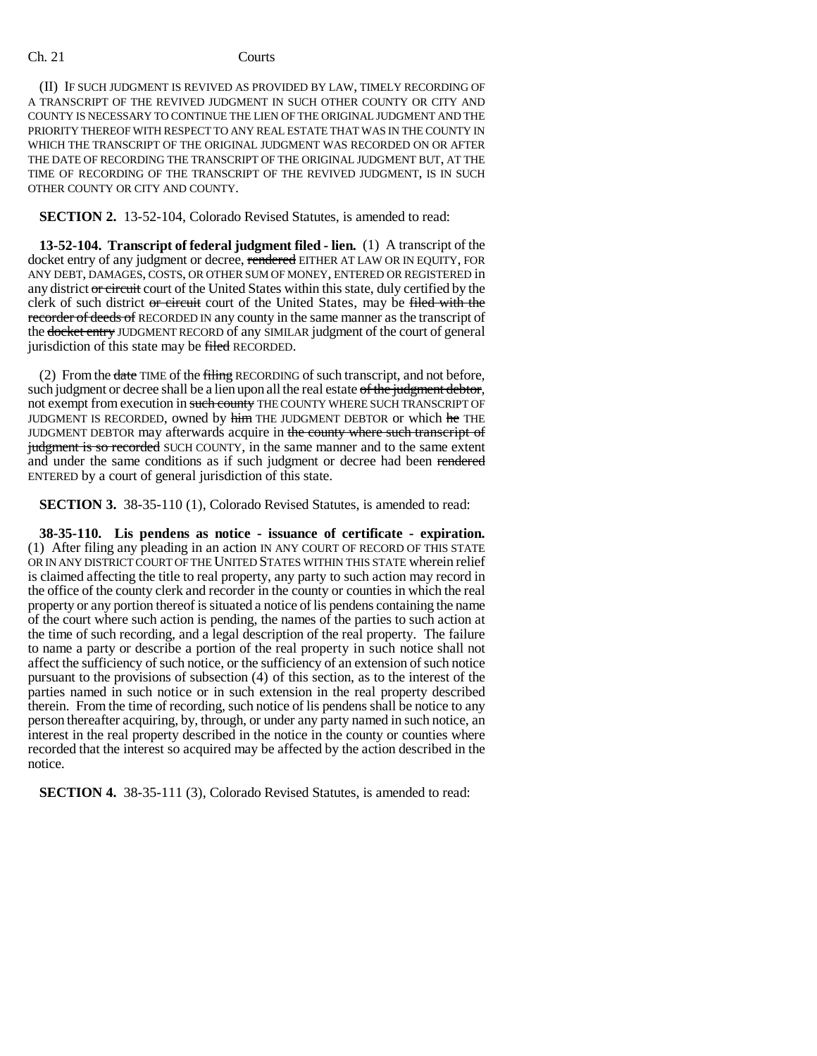(II) IF SUCH JUDGMENT IS REVIVED AS PROVIDED BY LAW, TIMELY RECORDING OF A TRANSCRIPT OF THE REVIVED JUDGMENT IN SUCH OTHER COUNTY OR CITY AND COUNTY IS NECESSARY TO CONTINUE THE LIEN OF THE ORIGINAL JUDGMENT AND THE PRIORITY THEREOF WITH RESPECT TO ANY REAL ESTATE THAT WAS IN THE COUNTY IN WHICH THE TRANSCRIPT OF THE ORIGINAL JUDGMENT WAS RECORDED ON OR AFTER THE DATE OF RECORDING THE TRANSCRIPT OF THE ORIGINAL JUDGMENT BUT, AT THE TIME OF RECORDING OF THE TRANSCRIPT OF THE REVIVED JUDGMENT, IS IN SUCH OTHER COUNTY OR CITY AND COUNTY.

**SECTION 2.** 13-52-104, Colorado Revised Statutes, is amended to read:

**13-52-104. Transcript of federal judgment filed - lien.** (1) A transcript of the docket entry of any judgment or decree, ~~rendered~~ EITHER AT LAW OR IN EQUITY, FOR ANY DEBT, DAMAGES, COSTS, OR OTHER SUM OF MONEY, ENTERED OR REGISTERED in any district ~~or circuit~~ court of the United States within this state, duly certified by the clerk of such district ~~or circuit~~ court of the United States, may be ~~filed with the recorder of deeds of~~ RECORDED IN any county in the same manner as the transcript of the ~~docket entry~~ JUDGMENT RECORD of any SIMILAR judgment of the court of general jurisdiction of this state may be ~~filed~~ RECORDED.

(2) From the ~~date~~ TIME of the ~~filing~~ RECORDING of such transcript, and not before, such judgment or decree shall be a lien upon all the real estate ~~of the judgment debtor~~, not exempt from execution in ~~such county~~ THE COUNTY WHERE SUCH TRANSCRIPT OF JUDGMENT IS RECORDED, owned by ~~him~~ THE JUDGMENT DEBTOR or which ~~he~~ THE JUDGMENT DEBTOR may afterwards acquire in ~~the county where such transcript of judgment is so recorded~~ SUCH COUNTY, in the same manner and to the same extent and under the same conditions as if such judgment or decree had been ~~rendered~~ ENTERED by a court of general jurisdiction of this state.

**SECTION 3.** 38-35-110 (1), Colorado Revised Statutes, is amended to read:

**38-35-110. Lis pendens as notice - issuance of certificate - expiration.** (1) After filing any pleading in an action IN ANY COURT OF RECORD OF THIS STATE OR IN ANY DISTRICT COURT OF THE UNITED STATES WITHIN THIS STATE wherein relief is claimed affecting the title to real property, any party to such action may record in the office of the county clerk and recorder in the county or counties in which the real property or any portion thereof is situated a notice of lis pendens containing the name of the court where such action is pending, the names of the parties to such action at the time of such recording, and a legal description of the real property. The failure to name a party or describe a portion of the real property in such notice shall not affect the sufficiency of such notice, or the sufficiency of an extension of such notice pursuant to the provisions of subsection (4) of this section, as to the interest of the parties named in such notice or in such extension in the real property described therein. From the time of recording, such notice of lis pendens shall be notice to any person thereafter acquiring, by, through, or under any party named in such notice, an interest in the real property described in the notice in the county or counties where recorded that the interest so acquired may be affected by the action described in the notice.

**SECTION 4.** 38-35-111 (3), Colorado Revised Statutes, is amended to read: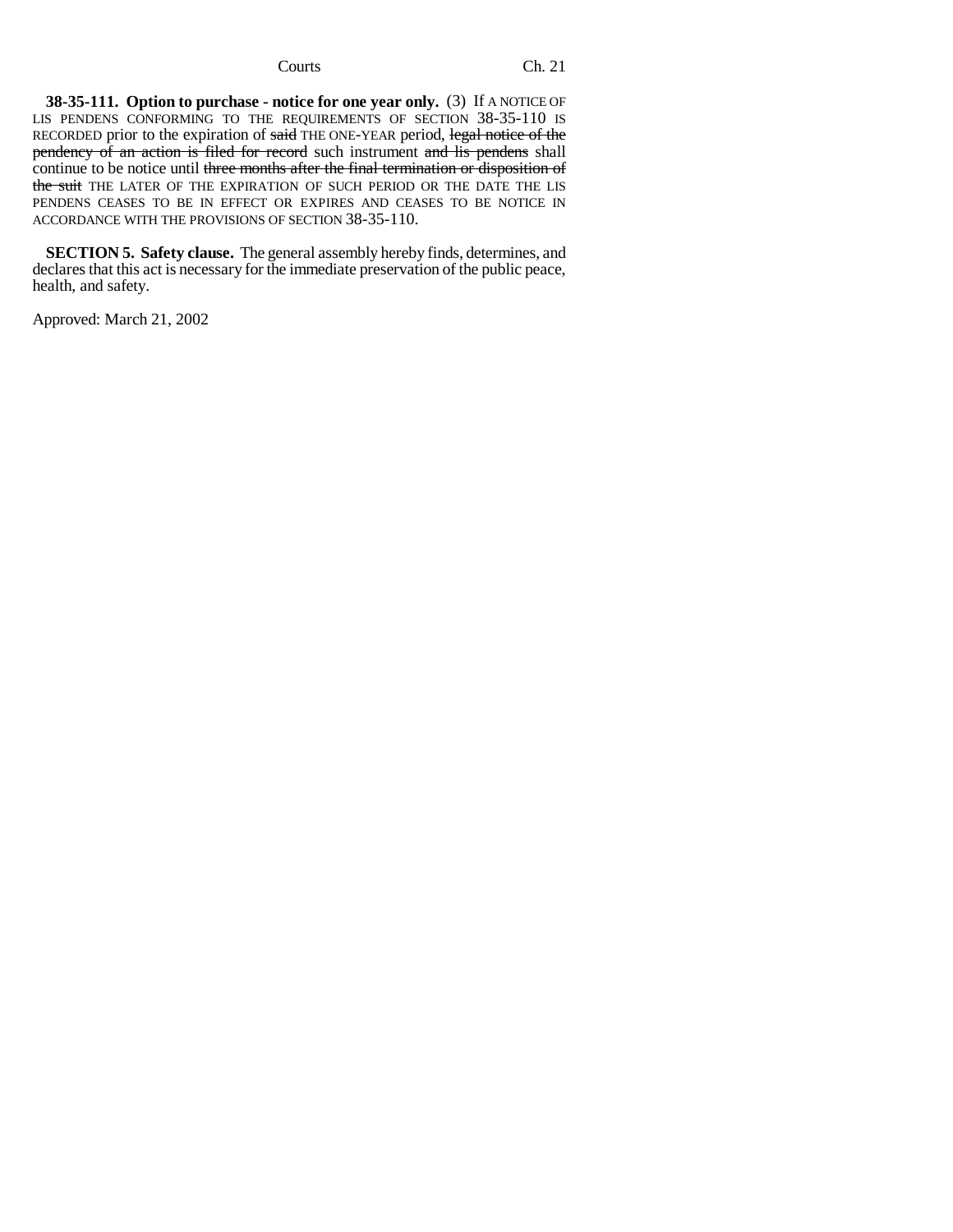**38-35-111. Option to purchase - notice for one year only.** (3) If A NOTICE OF LIS PENDENS CONFORMING TO THE REQUIREMENTS OF SECTION 38-35-110 IS RECORDED prior to the expiration of ~~said~~ THE ONE-YEAR period, ~~legal notice of the pendency of an action is filed for record~~ such instrument ~~and lis pendens~~ shall continue to be notice until ~~three months after the final termination or disposition of the suit~~ THE LATER OF THE EXPIRATION OF SUCH PERIOD OR THE DATE THE LIS PENDENS CEASES TO BE IN EFFECT OR EXPIRES AND CEASES TO BE NOTICE IN ACCORDANCE WITH THE PROVISIONS OF SECTION 38-35-110.

**SECTION 5. Safety clause.** The general assembly hereby finds, determines, and declares that this act is necessary for the immediate preservation of the public peace, health, and safety.

Approved: March 21, 2002